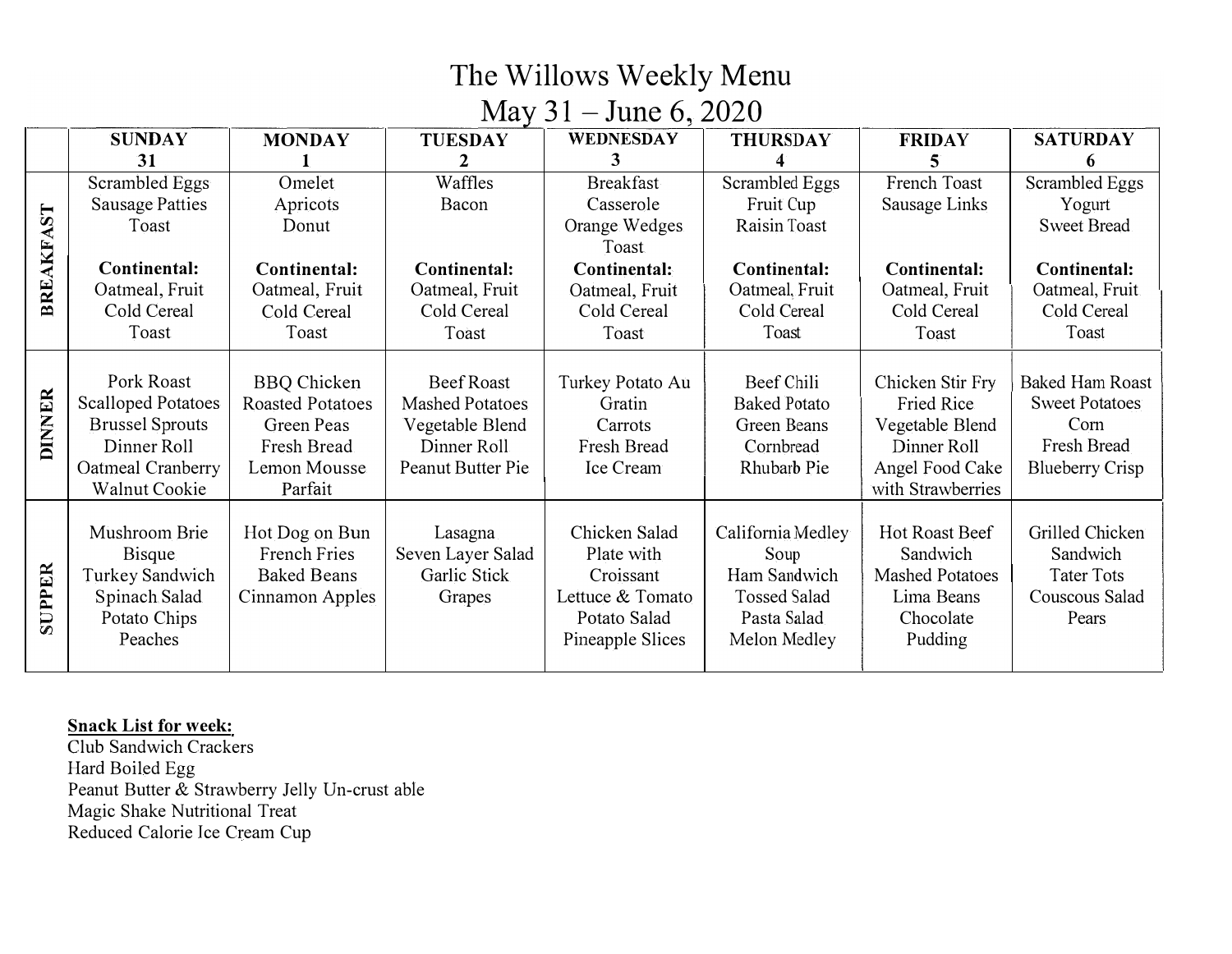# The Willows Weekly Menu

## May 31 – June 6, 2020

| | SUNDAY 31 | MONDAY 1 | TUESDAY 2 | WEDNESDAY 3 | THURSDAY 4 | FRIDAY 5 | SATURDAY 6 |
|---|---|---|---|---|---|---|---|
| **BREAKFAST** | Scrambled Eggs<br>Sausage Patties<br>Toast<br><br>**Continental:**<br>Oatmeal, Fruit<br>Cold Cereal<br>Toast | Omelet<br>Apricots<br>Donut<br><br>**Continental:**<br>Oatmeal, Fruit<br>Cold Cereal<br>Toast | Waffles<br>Bacon<br><br>**Continental:**<br>Oatmeal, Fruit<br>Cold Cereal<br>Toast | Breakfast Casserole<br>Orange Wedges<br>Toast<br><br>**Continental:**<br>Oatmeal, Fruit<br>Cold Cereal<br>Toast | Scrambled Eggs<br>Fruit Cup<br>Raisin Toast<br><br>**Continental:**<br>Oatmeal, Fruit<br>Cold Cereal<br>Toast | French Toast<br>Sausage Links<br><br>**Continental:**<br>Oatmeal, Fruit<br>Cold Cereal<br>Toast | Scrambled Eggs<br>Yogurt<br>Sweet Bread<br><br>**Continental:**<br>Oatmeal, Fruit<br>Cold Cereal<br>Toast |
| **DINNER** | Pork Roast<br>Scalloped Potatoes<br>Brussel Sprouts<br>Dinner Roll<br>Oatmeal Cranberry Walnut Cookie | BBQ Chicken<br>Roasted Potatoes<br>Green Peas<br>Fresh Bread<br>Lemon Mousse Parfait | Beef Roast<br>Mashed Potatoes<br>Vegetable Blend<br>Dinner Roll<br>Peanut Butter Pie | Turkey Potato Au Gratin<br>Carrots<br>Fresh Bread<br>Ice Cream | Beef Chili<br>Baked Potato<br>Green Beans<br>Cornbread<br>Rhubarb Pie | Chicken Stir Fry<br>Fried Rice<br>Vegetable Blend<br>Dinner Roll<br>Angel Food Cake with Strawberries | Baked Ham Roast<br>Sweet Potatoes<br>Corn<br>Fresh Bread<br>Blueberry Crisp |
| **SUPPER** | Mushroom Brie Bisque<br>Turkey Sandwich<br>Spinach Salad<br>Potato Chips<br>Peaches | Hot Dog on Bun<br>French Fries<br>Baked Beans<br>Cinnamon Apples | Lasagna<br>Seven Layer Salad<br>Garlic Stick<br>Grapes | Chicken Salad Plate with Croissant<br>Lettuce & Tomato<br>Potato Salad<br>Pineapple Slices | California Medley Soup<br>Ham Sandwich<br>Tossed Salad<br>Pasta Salad<br>Melon Medley | Hot Roast Beef Sandwich<br>Mashed Potatoes<br>Lima Beans<br>Chocolate Pudding | Grilled Chicken Sandwich<br>Tater Tots<br>Couscous Salad<br>Pears |

**Snack List for week:**

Club Sandwich Crackers
Hard Boiled Egg
Peanut Butter & Strawberry Jelly Un-crust able
Magic Shake Nutritional Treat
Reduced Calorie Ice Cream Cup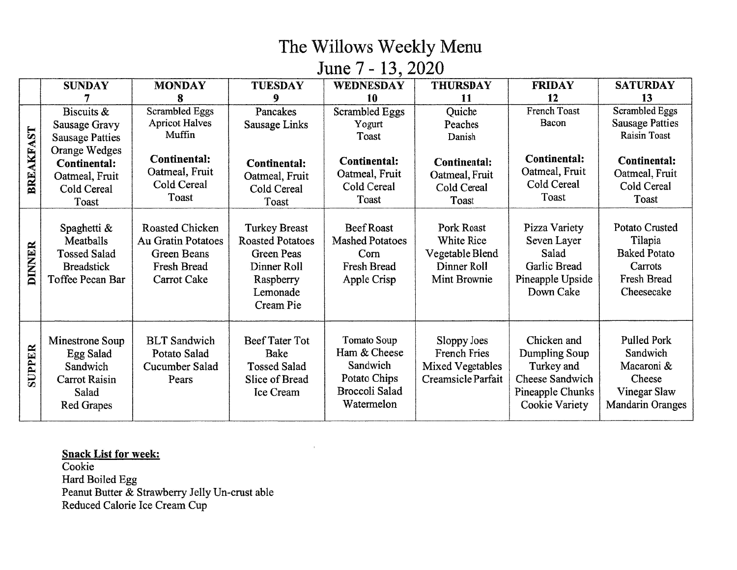# The Willows Weekly Menu

## June 7 - 13, 2020

| | SUNDAY 7 | MONDAY 8 | TUESDAY 9 | WEDNESDAY 10 | THURSDAY 11 | FRIDAY 12 | SATURDAY 13 |
|---|---|---|---|---|---|---|---|
| **BREAKFAST** | Biscuits & Sausage Gravy Sausage Patties Orange Wedges **Continental:** Oatmeal, Fruit Cold Cereal Toast | Scrambled Eggs Apricot Halves Muffin **Continental:** Oatmeal, Fruit Cold Cereal Toast | Pancakes Sausage Links **Continental:** Oatmeal, Fruit Cold Cereal Toast | Scrambled Eggs Yogurt Toast **Continental:** Oatmeal, Fruit Cold Cereal Toast | Quiche Peaches Danish **Continental:** Oatmeal, Fruit Cold Cereal Toast | French Toast Bacon **Continental:** Oatmeal, Fruit Cold Cereal Toast | Scrambled Eggs Sausage Patties Raisin Toast **Continental:** Oatmeal, Fruit Cold Cereal Toast |
| **DINNER** | Spaghetti & Meatballs Tossed Salad Breadstick Toffee Pecan Bar | Roasted Chicken Au Gratin Potatoes Green Beans Fresh Bread Carrot Cake | Turkey Breast Roasted Potatoes Green Peas Dinner Roll Raspberry Lemonade Cream Pie | Beef Roast Mashed Potatoes Corn Fresh Bread Apple Crisp | Pork Roast White Rice Vegetable Blend Dinner Roll Mint Brownie | Pizza Variety Seven Layer Salad Garlic Bread Pineapple Upside Down Cake | Potato Crusted Tilapia Baked Potato Carrots Fresh Bread Cheesecake |
| **SUPPER** | Minestrone Soup Egg Salad Sandwich Carrot Raisin Salad Red Grapes | BLT Sandwich Potato Salad Cucumber Salad Pears | Beef Tater Tot Bake Tossed Salad Slice of Bread Ice Cream | Tomato Soup Ham & Cheese Sandwich Potato Chips Broccoli Salad Watermelon | Sloppy Joes French Fries Mixed Vegetables Creamsicle Parfait | Chicken and Dumpling Soup Turkey and Cheese Sandwich Pineapple Chunks Cookie Variety | Pulled Pork Sandwich Macaroni & Cheese Vinegar Slaw Mandarin Oranges |

**Snack List for week:**

Cookie
Hard Boiled Egg
Peanut Butter & Strawberry Jelly Un-crust able
Reduced Calorie Ice Cream Cup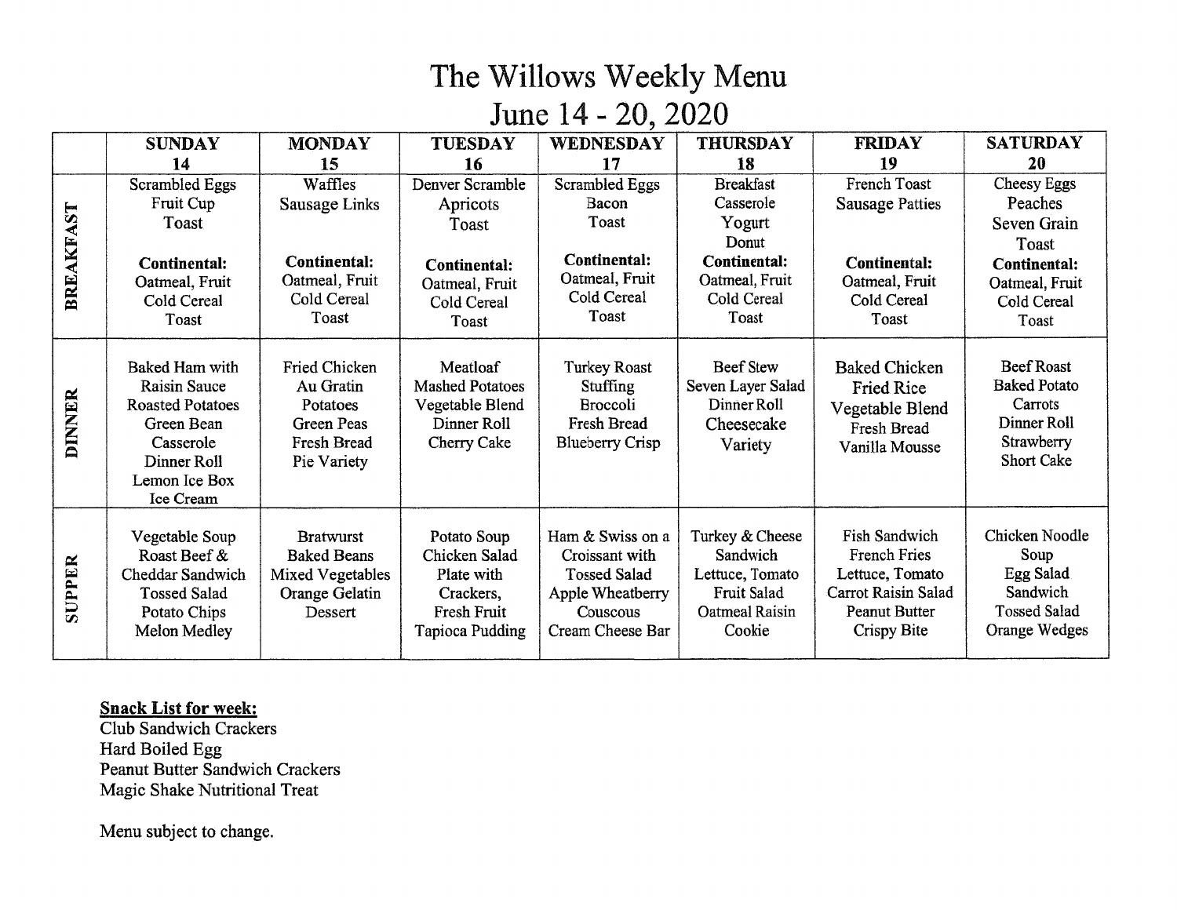# The Willows Weekly Menu

## June 14 - 20, 2020

| | SUNDAY 14 | MONDAY 15 | TUESDAY 16 | WEDNESDAY 17 | THURSDAY 18 | FRIDAY 19 | SATURDAY 20 |
|---|---|---|---|---|---|---|---|
| **BREAKFAST** | Scrambled Eggs<br>Fruit Cup<br>Toast<br><br>**Continental:**<br>Oatmeal, Fruit<br>Cold Cereal<br>Toast | Waffles<br>Sausage Links<br><br>**Continental:**<br>Oatmeal, Fruit<br>Cold Cereal<br>Toast | Denver Scramble<br>Apricots<br>Toast<br><br>**Continental:**<br>Oatmeal, Fruit<br>Cold Cereal<br>Toast | Scrambled Eggs<br>Bacon<br>Toast<br><br>**Continental:**<br>Oatmeal, Fruit<br>Cold Cereal<br>Toast | Breakfast<br>Casserole<br>Yogurt<br>Donut<br>**Continental:**<br>Oatmeal, Fruit<br>Cold Cereal<br>Toast | French Toast<br>Sausage Patties<br><br>**Continental:**<br>Oatmeal, Fruit<br>Cold Cereal<br>Toast | Cheesy Eggs<br>Peaches<br>Seven Grain<br>Toast<br>**Continental:**<br>Oatmeal, Fruit<br>Cold Cereal<br>Toast |
| **DINNER** | Baked Ham with<br>Raisin Sauce<br>Roasted Potatoes<br>Green Bean<br>Casserole<br>Dinner Roll<br>Lemon Ice Box<br>Ice Cream | Fried Chicken<br>Au Gratin<br>Potatoes<br>Green Peas<br>Fresh Bread<br>Pie Variety | Meatloaf<br>Mashed Potatoes<br>Vegetable Blend<br>Dinner Roll<br>Cherry Cake | Turkey Roast<br>Stuffing<br>Broccoli<br>Fresh Bread<br>Blueberry Crisp | Beef Stew<br>Seven Layer Salad<br>Dinner Roll<br>Cheesecake<br>Variety | Baked Chicken<br>Fried Rice<br>Vegetable Blend<br>Fresh Bread<br>Vanilla Mousse | Beef Roast<br>Baked Potato<br>Carrots<br>Dinner Roll<br>Strawberry<br>Short Cake |
| **SUPPER** | Vegetable Soup<br>Roast Beef &<br>Cheddar Sandwich<br>Tossed Salad<br>Potato Chips<br>Melon Medley | Bratwurst<br>Baked Beans<br>Mixed Vegetables<br>Orange Gelatin<br>Dessert | Potato Soup<br>Chicken Salad<br>Plate with<br>Crackers,<br>Fresh Fruit<br>Tapioca Pudding | Ham & Swiss on a<br>Croissant with<br>Tossed Salad<br>Apple Wheatberry<br>Couscous<br>Cream Cheese Bar | Turkey & Cheese<br>Sandwich<br>Lettuce, Tomato<br>Fruit Salad<br>Oatmeal Raisin<br>Cookie | Fish Sandwich<br>French Fries<br>Lettuce, Tomato<br>Carrot Raisin Salad<br>Peanut Butter<br>Crispy Bite | Chicken Noodle<br>Soup<br>Egg Salad<br>Sandwich<br>Tossed Salad<br>Orange Wedges |

**Snack List for week:**

Club Sandwich Crackers
Hard Boiled Egg
Peanut Butter Sandwich Crackers
Magic Shake Nutritional Treat

Menu subject to change.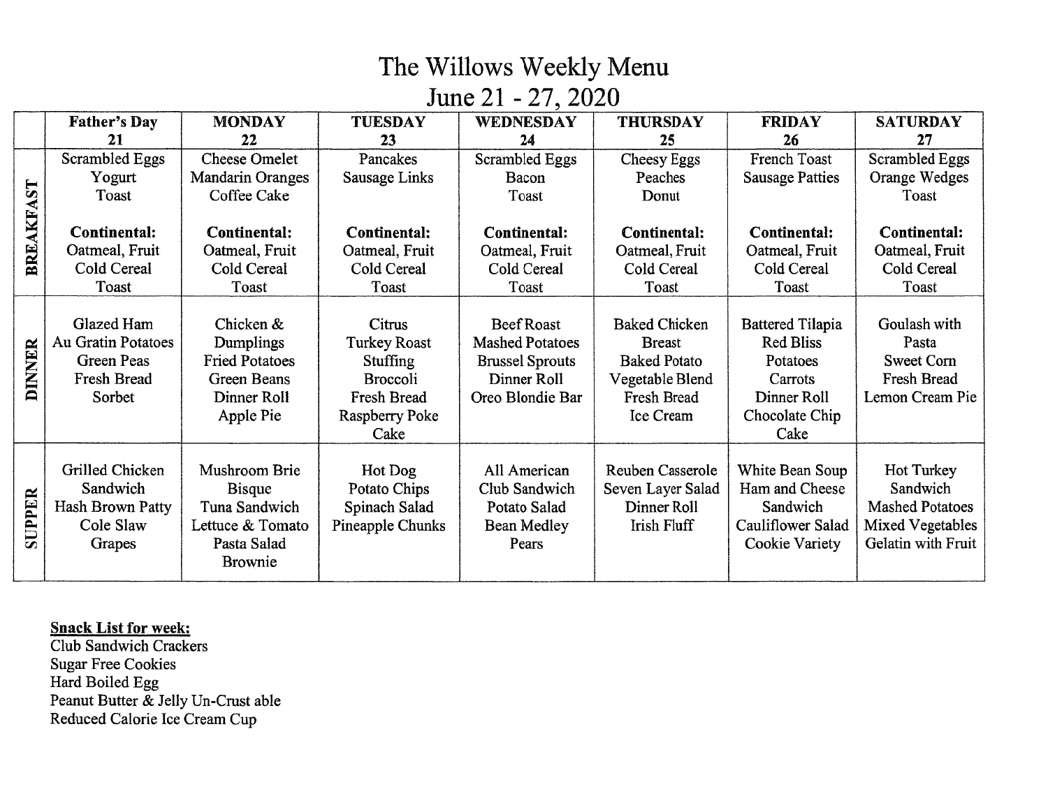# The Willows Weekly Menu

## June 21 - 27, 2020

| | Father's Day 21 | MONDAY 22 | TUESDAY 23 | WEDNESDAY 24 | THURSDAY 25 | FRIDAY 26 | SATURDAY 27 |
|---|---|---|---|---|---|---|---|
| **BREAKFAST** | Scrambled Eggs<br>Yogurt<br>Toast<br><br>**Continental:**<br>Oatmeal, Fruit<br>Cold Cereal<br>Toast | Cheese Omelet<br>Mandarin Oranges<br>Coffee Cake<br><br>**Continental:**<br>Oatmeal, Fruit<br>Cold Cereal<br>Toast | Pancakes<br>Sausage Links<br><br>**Continental:**<br>Oatmeal, Fruit<br>Cold Cereal<br>Toast | Scrambled Eggs<br>Bacon<br>Toast<br><br>**Continental:**<br>Oatmeal, Fruit<br>Cold Cereal<br>Toast | Cheesy Eggs<br>Peaches<br>Donut<br><br>**Continental:**<br>Oatmeal, Fruit<br>Cold Cereal<br>Toast | French Toast<br>Sausage Patties<br><br>**Continental:**<br>Oatmeal, Fruit<br>Cold Cereal<br>Toast | Scrambled Eggs<br>Orange Wedges<br>Toast<br><br>**Continental:**<br>Oatmeal, Fruit<br>Cold Cereal<br>Toast |
| **DINNER** | Glazed Ham<br>Au Gratin Potatoes<br>Green Peas<br>Fresh Bread<br>Sorbet | Chicken & Dumplings<br>Fried Potatoes<br>Green Beans<br>Dinner Roll<br>Apple Pie | Citrus Turkey Roast<br>Stuffing<br>Broccoli<br>Fresh Bread<br>Raspberry Poke Cake | Beef Roast<br>Mashed Potatoes<br>Brussel Sprouts<br>Dinner Roll<br>Oreo Blondie Bar | Baked Chicken Breast<br>Baked Potato<br>Vegetable Blend<br>Fresh Bread<br>Ice Cream | Battered Tilapia<br>Red Bliss Potatoes<br>Carrots<br>Dinner Roll<br>Chocolate Chip Cake | Goulash with Pasta<br>Sweet Corn<br>Fresh Bread<br>Lemon Cream Pie |
| **SUPPER** | Grilled Chicken Sandwich<br>Hash Brown Patty<br>Cole Slaw<br>Grapes | Mushroom Brie Bisque<br>Tuna Sandwich<br>Lettuce & Tomato<br>Pasta Salad<br>Brownie | Hot Dog<br>Potato Chips<br>Spinach Salad<br>Pineapple Chunks | All American Club Sandwich<br>Potato Salad<br>Bean Medley<br>Pears | Reuben Casserole<br>Seven Layer Salad<br>Dinner Roll<br>Irish Fluff | White Bean Soup<br>Ham and Cheese Sandwich<br>Cauliflower Salad<br>Cookie Variety | Hot Turkey Sandwich<br>Mashed Potatoes<br>Mixed Vegetables<br>Gelatin with Fruit |

**Snack List for week:**

Club Sandwich Crackers
Sugar Free Cookies
Hard Boiled Egg
Peanut Butter & Jelly Un-Crust able
Reduced Calorie Ice Cream Cup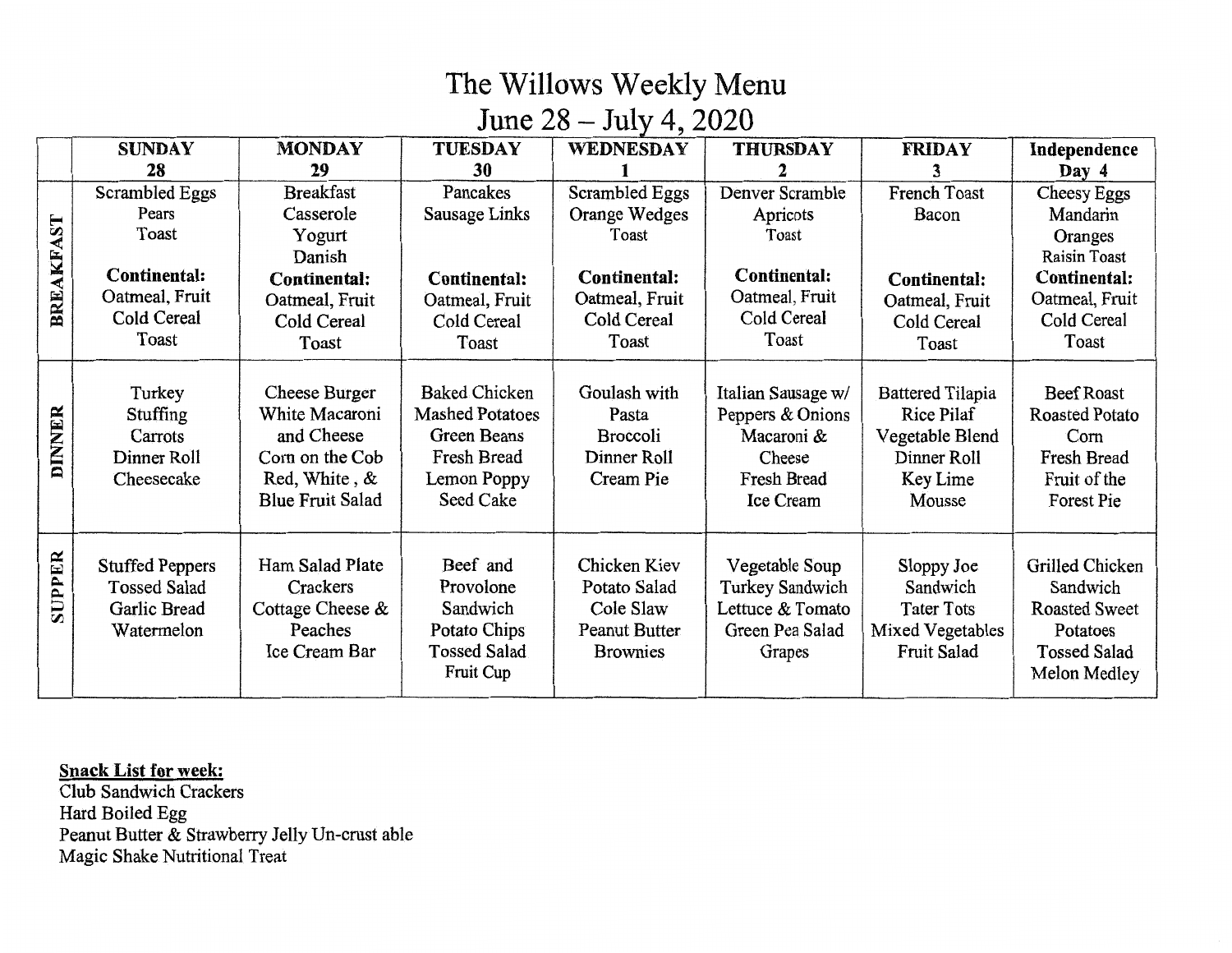# The Willows Weekly Menu

## June 28 – July 4, 2020

| | SUNDAY 28 | MONDAY 29 | TUESDAY 30 | WEDNESDAY 1 | THURSDAY 2 | FRIDAY 3 | Independence Day 4 |
|---|---|---|---|---|---|---|---|
| BREAKFAST | Scrambled Eggs<br>Pears<br>Toast<br><br>**Continental:**<br>Oatmeal, Fruit<br>Cold Cereal<br>Toast | Breakfast Casserole<br>Yogurt<br>Danish<br>**Continental:**<br>Oatmeal, Fruit<br>Cold Cereal<br>Toast | Pancakes<br>Sausage Links<br><br>**Continental:**<br>Oatmeal, Fruit<br>Cold Cereal<br>Toast | Scrambled Eggs<br>Orange Wedges<br>Toast<br><br>**Continental:**<br>Oatmeal, Fruit<br>Cold Cereal<br>Toast | Denver Scramble<br>Apricots<br>Toast<br><br>**Continental:**<br>Oatmeal, Fruit<br>Cold Cereal<br>Toast | French Toast<br>Bacon<br><br>**Continental:**<br>Oatmeal, Fruit<br>Cold Cereal<br>Toast | Cheesy Eggs<br>Mandarin Oranges<br>Raisin Toast<br>**Continental:**<br>Oatmeal, Fruit<br>Cold Cereal<br>Toast |
| DINNER | Turkey<br>Stuffing<br>Carrots<br>Dinner Roll<br>Cheesecake | Cheese Burger<br>White Macaroni and Cheese<br>Corn on the Cob<br>Red, White, & Blue Fruit Salad | Baked Chicken<br>Mashed Potatoes<br>Green Beans<br>Fresh Bread<br>Lemon Poppy Seed Cake | Goulash with Pasta<br>Broccoli<br>Dinner Roll<br>Cream Pie | Italian Sausage w/ Peppers & Onions<br>Macaroni & Cheese<br>Fresh Bread<br>Ice Cream | Battered Tilapia<br>Rice Pilaf<br>Vegetable Blend<br>Dinner Roll<br>Key Lime Mousse | Beef Roast<br>Roasted Potato<br>Corn<br>Fresh Bread<br>Fruit of the Forest Pie |
| SUPPER | Stuffed Peppers<br>Tossed Salad<br>Garlic Bread<br>Watermelon | Ham Salad Plate<br>Crackers<br>Cottage Cheese & Peaches<br>Ice Cream Bar | Beef and Provolone Sandwich<br>Potato Chips<br>Tossed Salad<br>Fruit Cup | Chicken Kiev<br>Potato Salad<br>Cole Slaw<br>Peanut Butter Brownies | Vegetable Soup<br>Turkey Sandwich<br>Lettuce & Tomato<br>Green Pea Salad<br>Grapes | Sloppy Joe Sandwich<br>Tater Tots<br>Mixed Vegetables<br>Fruit Salad | Grilled Chicken Sandwich<br>Roasted Sweet Potatoes<br>Tossed Salad<br>Melon Medley |

**Snack List for week:**
Club Sandwich Crackers
Hard Boiled Egg
Peanut Butter & Strawberry Jelly Un-crust able
Magic Shake Nutritional Treat